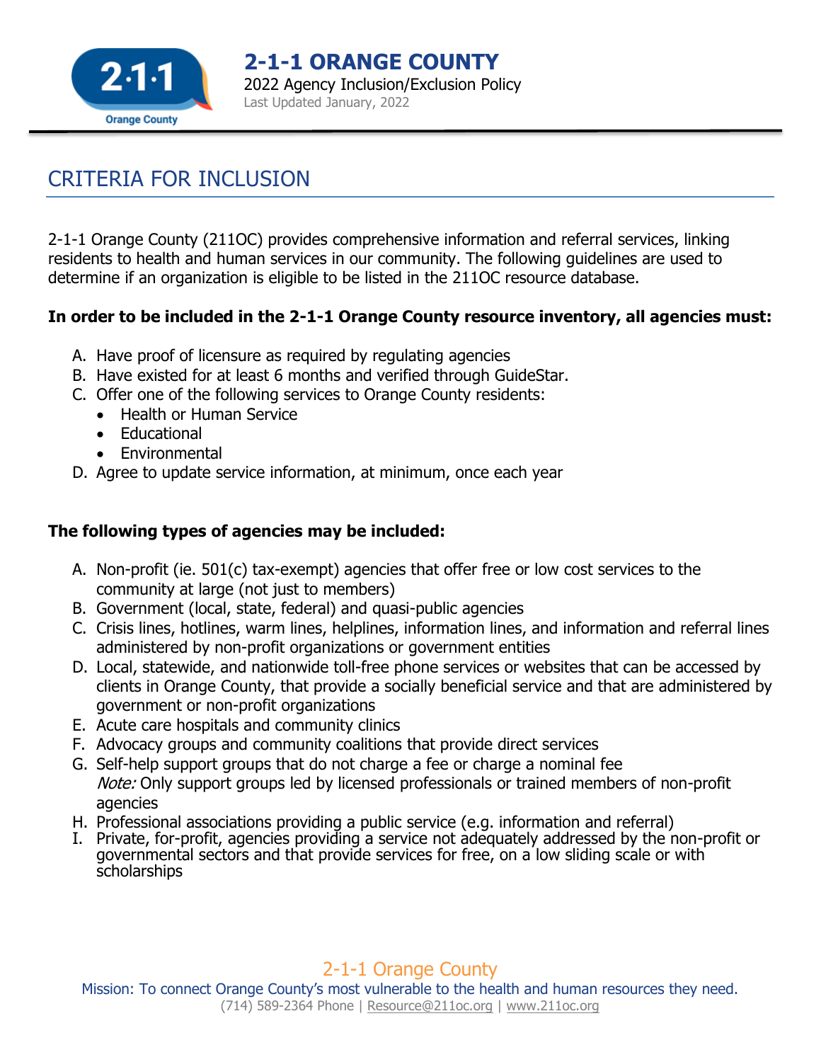# 2-1-1 ORANGE COUNTY

2022 Agency Inclusion/Exclusion Policy

Last Updated January, 2022

## CRITERIA FOR INCLUSION

2-1-1 Orange County (211OC) provides comprehensive information and referral services, linking residents to health and human services in our community. The following guidelines are used to determine if an organization is eligible to be listed in the 211OC resource database.

**In order to be included in the 2-1-1 Orange County resource inventory, all agencies must:**

A. Have proof of licensure as required by regulating agencies
B. Have existed for at least 6 months and verified through GuideStar.
C. Offer one of the following services to Orange County residents:
   - Health or Human Service
   - Educational
   - Environmental
D. Agree to update service information, at minimum, once each year

**The following types of agencies may be included:**

A. Non-profit (ie. 501(c) tax-exempt) agencies that offer free or low cost services to the community at large (not just to members)
B. Government (local, state, federal) and quasi-public agencies
C. Crisis lines, hotlines, warm lines, helplines, information lines, and information and referral lines administered by non-profit organizations or government entities
D. Local, statewide, and nationwide toll-free phone services or websites that can be accessed by clients in Orange County, that provide a socially beneficial service and that are administered by government or non-profit organizations
E. Acute care hospitals and community clinics
F. Advocacy groups and community coalitions that provide direct services
G. Self-help support groups that do not charge a fee or charge a nominal fee
   *Note:* Only support groups led by licensed professionals or trained members of non-profit agencies
H. Professional associations providing a public service (e.g. information and referral)
I. Private, for-profit, agencies providing a service not adequately addressed by the non-profit or governmental sectors and that provide services for free, on a low sliding scale or with scholarships

2-1-1 Orange County

Mission: To connect Orange County's most vulnerable to the health and human resources they need.

(714) 589-2364 Phone | Resource@211oc.org | www.211oc.org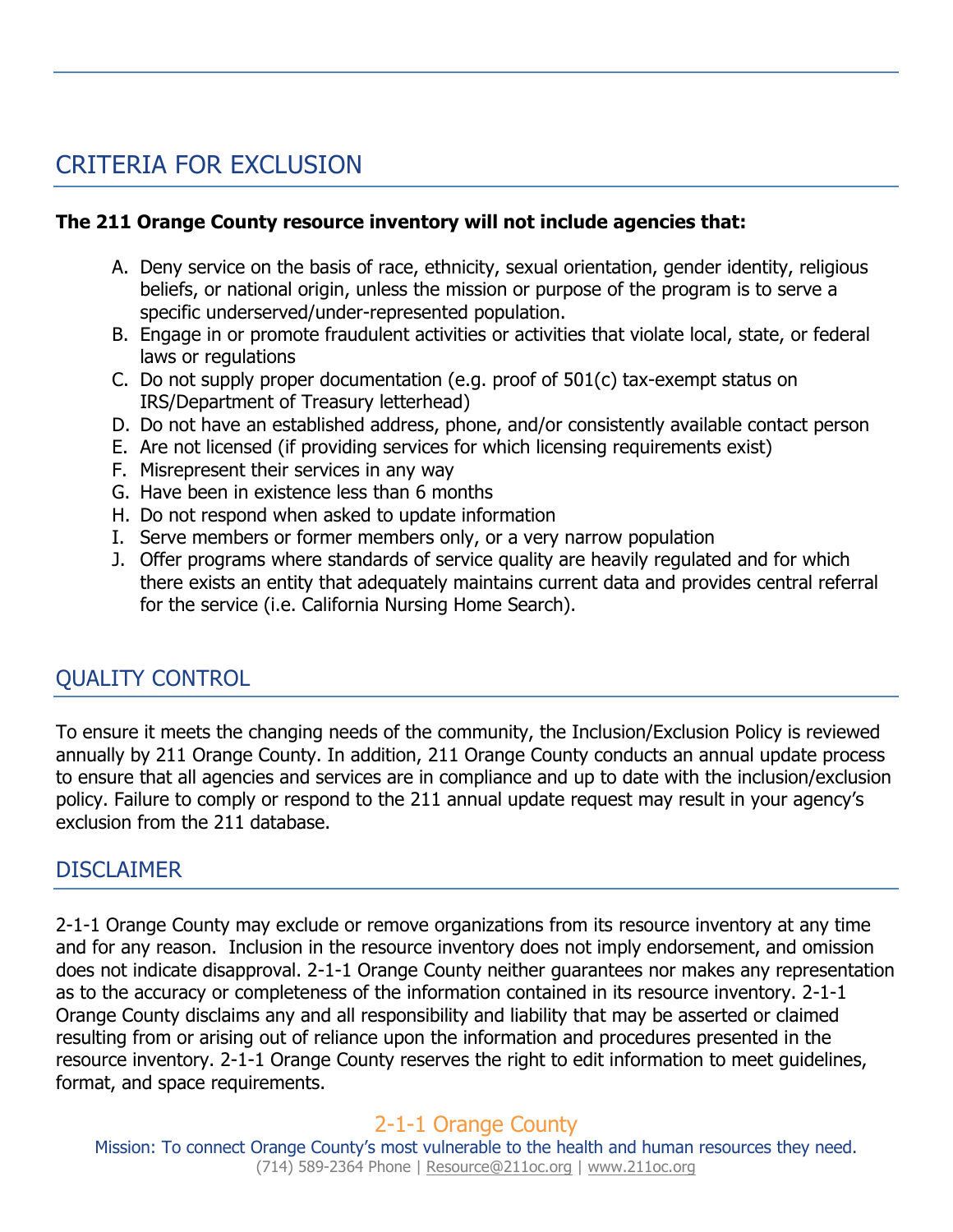## CRITERIA FOR EXCLUSION

**The 211 Orange County resource inventory will not include agencies that:**

A. Deny service on the basis of race, ethnicity, sexual orientation, gender identity, religious beliefs, or national origin, unless the mission or purpose of the program is to serve a specific underserved/under-represented population.
B. Engage in or promote fraudulent activities or activities that violate local, state, or federal laws or regulations
C. Do not supply proper documentation (e.g. proof of 501(c) tax-exempt status on IRS/Department of Treasury letterhead)
D. Do not have an established address, phone, and/or consistently available contact person
E. Are not licensed (if providing services for which licensing requirements exist)
F. Misrepresent their services in any way
G. Have been in existence less than 6 months
H. Do not respond when asked to update information
I. Serve members or former members only, or a very narrow population
J. Offer programs where standards of service quality are heavily regulated and for which there exists an entity that adequately maintains current data and provides central referral for the service (i.e. California Nursing Home Search).

## QUALITY CONTROL

To ensure it meets the changing needs of the community, the Inclusion/Exclusion Policy is reviewed annually by 211 Orange County. In addition, 211 Orange County conducts an annual update process to ensure that all agencies and services are in compliance and up to date with the inclusion/exclusion policy. Failure to comply or respond to the 211 annual update request may result in your agency's exclusion from the 211 database.

## DISCLAIMER

2-1-1 Orange County may exclude or remove organizations from its resource inventory at any time and for any reason. Inclusion in the resource inventory does not imply endorsement, and omission does not indicate disapproval. 2-1-1 Orange County neither guarantees nor makes any representation as to the accuracy or completeness of the information contained in its resource inventory. 2-1-1 Orange County disclaims any and all responsibility and liability that may be asserted or claimed resulting from or arising out of reliance upon the information and procedures presented in the resource inventory. 2-1-1 Orange County reserves the right to edit information to meet guidelines, format, and space requirements.

2-1-1 Orange County

Mission: To connect Orange County's most vulnerable to the health and human resources they need.

(714) 589-2364 Phone | Resource@211oc.org | www.211oc.org